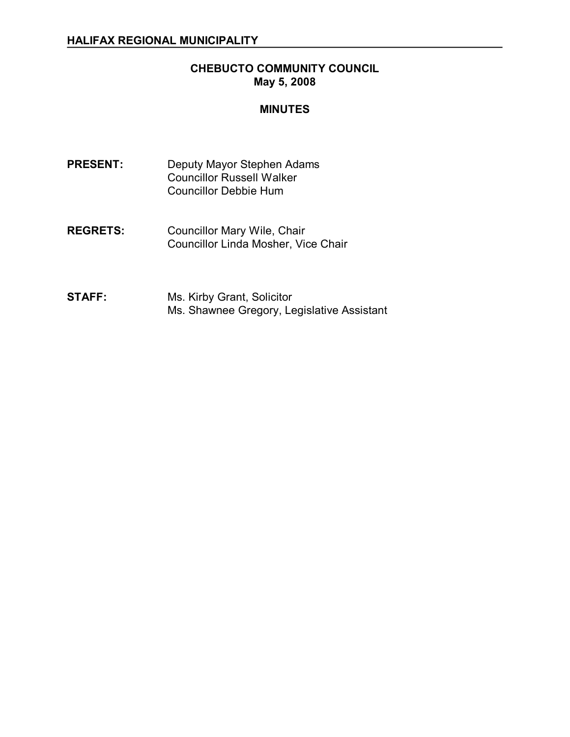**HALIFAX REGIONAL MUNICIPALITY**

# CHEBUCTO COMMUNITY COUNCIL
## May 5, 2008

## MINUTES

**PRESENT:** Deputy Mayor Stephen Adams
Councillor Russell Walker
Councillor Debbie Hum

**REGRETS:** Councillor Mary Wile, Chair
Councillor Linda Mosher, Vice Chair

**STAFF:** Ms. Kirby Grant, Solicitor
Ms. Shawnee Gregory, Legislative Assistant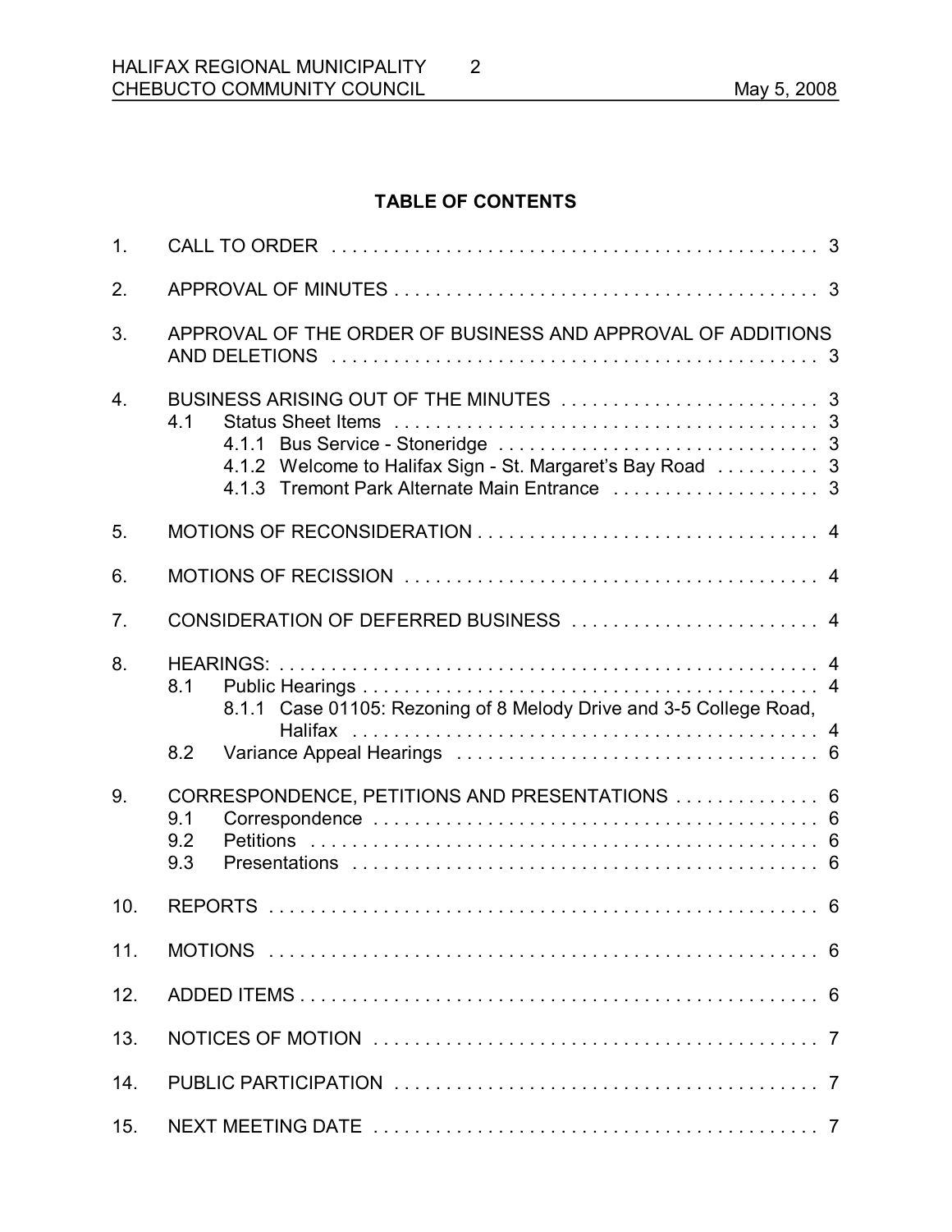## TABLE OF CONTENTS

1. CALL TO ORDER . . . . . . . . . . . . . . . . . . . . . . . . . . . . . . . . . . . . . . . . . . . . . . 3
2. APPROVAL OF MINUTES . . . . . . . . . . . . . . . . . . . . . . . . . . . . . . . . . . . . . . . . . 3
3. APPROVAL OF THE ORDER OF BUSINESS AND APPROVAL OF ADDITIONS AND DELETIONS . . . . . . . . . . . . . . . . . . . . . . . . . . . . . . . . . . . . . . . . . . . . . . 3
4. BUSINESS ARISING OUT OF THE MINUTES . . . . . . . . . . . . . . . . . . . . . . . . . 3
   - 4.1 Status Sheet Items . . . . . . . . . . . . . . . . . . . . . . . . . . . . . . . . . . . . . . . . . 3
     - 4.1.1 Bus Service - Stoneridge . . . . . . . . . . . . . . . . . . . . . . . . . . . . . . 3
     - 4.1.2 Welcome to Halifax Sign - St. Margaret's Bay Road . . . . . . . . . . 3
     - 4.1.3 Tremont Park Alternate Main Entrance . . . . . . . . . . . . . . . . . . . . 3
5. MOTIONS OF RECONSIDERATION . . . . . . . . . . . . . . . . . . . . . . . . . . . . . . . . 4
6. MOTIONS OF RECISSION . . . . . . . . . . . . . . . . . . . . . . . . . . . . . . . . . . . . . . . 4
7. CONSIDERATION OF DEFERRED BUSINESS . . . . . . . . . . . . . . . . . . . . . . . . 4
8. HEARINGS: . . . . . . . . . . . . . . . . . . . . . . . . . . . . . . . . . . . . . . . . . . . . . . . . . . 4
   - 8.1 Public Hearings . . . . . . . . . . . . . . . . . . . . . . . . . . . . . . . . . . . . . . . . . . . 4
     - 8.1.1 Case 01105: Rezoning of 8 Melody Drive and 3-5 College Road, Halifax . . . . . . . . . . . . . . . . . . . . . . . . . . . . . . . . . . . . . . . . . . . . . 4
   - 8.2 Variance Appeal Hearings . . . . . . . . . . . . . . . . . . . . . . . . . . . . . . . . . . 6
9. CORRESPONDENCE, PETITIONS AND PRESENTATIONS . . . . . . . . . . . . . . 6
   - 9.1 Correspondence . . . . . . . . . . . . . . . . . . . . . . . . . . . . . . . . . . . . . . . . . . 6
   - 9.2 Petitions . . . . . . . . . . . . . . . . . . . . . . . . . . . . . . . . . . . . . . . . . . . . . . . . 6
   - 9.3 Presentations . . . . . . . . . . . . . . . . . . . . . . . . . . . . . . . . . . . . . . . . . . . . 6
10. REPORTS . . . . . . . . . . . . . . . . . . . . . . . . . . . . . . . . . . . . . . . . . . . . . . . . . . . . 6
11. MOTIONS . . . . . . . . . . . . . . . . . . . . . . . . . . . . . . . . . . . . . . . . . . . . . . . . . . . . 6
12. ADDED ITEMS . . . . . . . . . . . . . . . . . . . . . . . . . . . . . . . . . . . . . . . . . . . . . . . . . 6
13. NOTICES OF MOTION . . . . . . . . . . . . . . . . . . . . . . . . . . . . . . . . . . . . . . . . . . 7
14. PUBLIC PARTICIPATION . . . . . . . . . . . . . . . . . . . . . . . . . . . . . . . . . . . . . . . . 7
15. NEXT MEETING DATE . . . . . . . . . . . . . . . . . . . . . . . . . . . . . . . . . . . . . . . . . . 7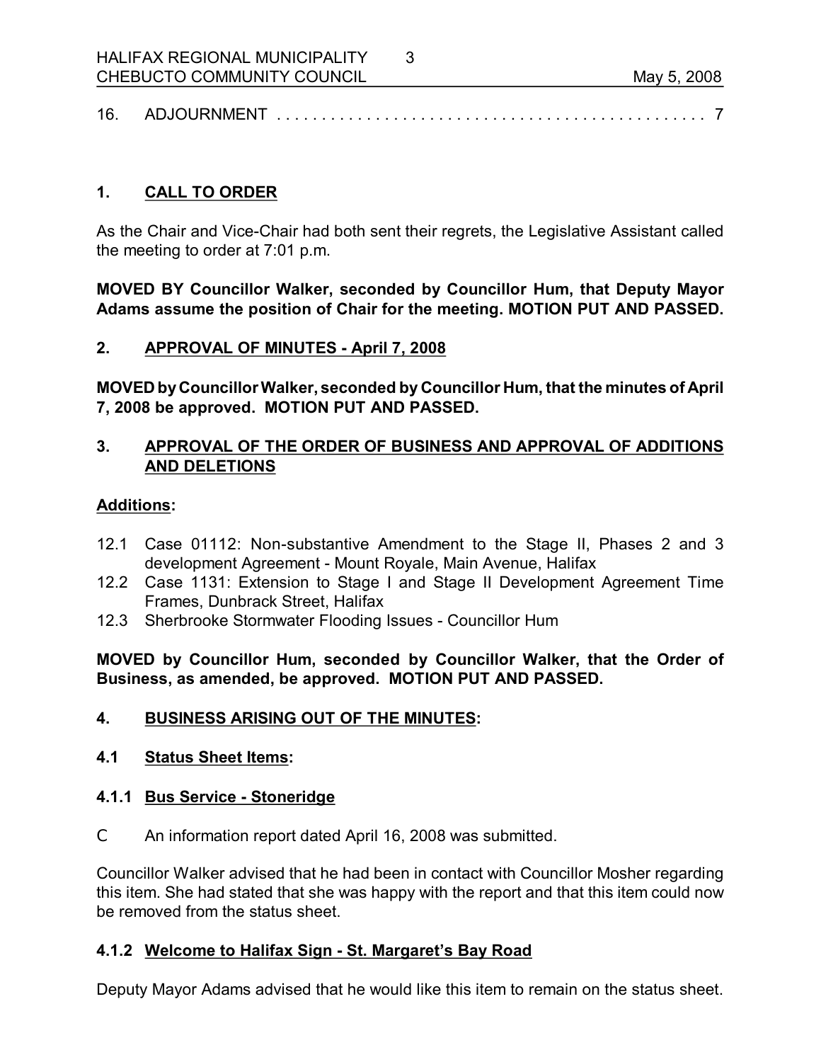16. ADJOURNMENT . . . . . . . . . . . . . . . . . . . . . . . . . . . . . . . . . . . . . . . . . . . . . . 7

## 1. CALL TO ORDER

As the Chair and Vice-Chair had both sent their regrets, the Legislative Assistant called the meeting to order at 7:01 p.m.

**MOVED BY Councillor Walker, seconded by Councillor Hum, that Deputy Mayor Adams assume the position of Chair for the meeting. MOTION PUT AND PASSED.**

## 2. APPROVAL OF MINUTES - April 7, 2008

**MOVED by Councillor Walker, seconded by Councillor Hum, that the minutes of April 7, 2008 be approved. MOTION PUT AND PASSED.**

## 3. APPROVAL OF THE ORDER OF BUSINESS AND APPROVAL OF ADDITIONS AND DELETIONS

**Additions:**

- 12.1 Case 01112: Non-substantive Amendment to the Stage II, Phases 2 and 3 development Agreement - Mount Royale, Main Avenue, Halifax
- 12.2 Case 1131: Extension to Stage I and Stage II Development Agreement Time Frames, Dunbrack Street, Halifax
- 12.3 Sherbrooke Stormwater Flooding Issues - Councillor Hum

**MOVED by Councillor Hum, seconded by Councillor Walker, that the Order of Business, as amended, be approved. MOTION PUT AND PASSED.**

## 4. BUSINESS ARISING OUT OF THE MINUTES:

### 4.1 Status Sheet Items:

### 4.1.1 Bus Service - Stoneridge

- An information report dated April 16, 2008 was submitted.

Councillor Walker advised that he had been in contact with Councillor Mosher regarding this item. She had stated that she was happy with the report and that this item could now be removed from the status sheet.

### 4.1.2 Welcome to Halifax Sign - St. Margaret's Bay Road

Deputy Mayor Adams advised that he would like this item to remain on the status sheet.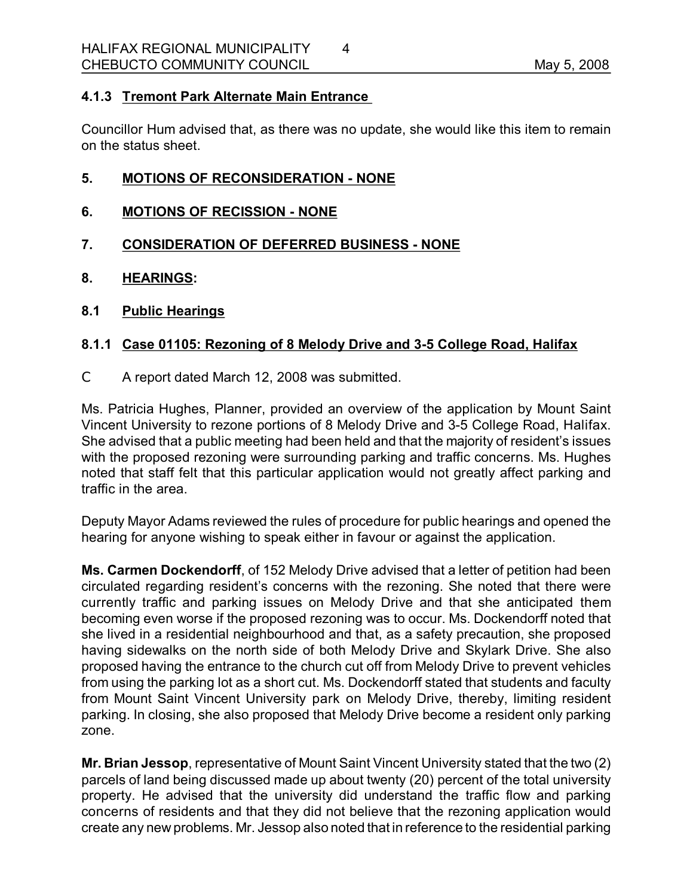### 4.1.3 Tremont Park Alternate Main Entrance

Councillor Hum advised that, as there was no update, she would like this item to remain on the status sheet.

## 5. MOTIONS OF RECONSIDERATION - NONE

## 6. MOTIONS OF RECISSION - NONE

## 7. CONSIDERATION OF DEFERRED BUSINESS - NONE

## 8. HEARINGS:

### 8.1 Public Hearings

#### 8.1.1 Case 01105: Rezoning of 8 Melody Drive and 3-5 College Road, Halifax

- A report dated March 12, 2008 was submitted.

Ms. Patricia Hughes, Planner, provided an overview of the application by Mount Saint Vincent University to rezone portions of 8 Melody Drive and 3-5 College Road, Halifax. She advised that a public meeting had been held and that the majority of resident's issues with the proposed rezoning were surrounding parking and traffic concerns. Ms. Hughes noted that staff felt that this particular application would not greatly affect parking and traffic in the area.

Deputy Mayor Adams reviewed the rules of procedure for public hearings and opened the hearing for anyone wishing to speak either in favour or against the application.

**Ms. Carmen Dockendorff**, of 152 Melody Drive advised that a letter of petition had been circulated regarding resident's concerns with the rezoning. She noted that there were currently traffic and parking issues on Melody Drive and that she anticipated them becoming even worse if the proposed rezoning was to occur. Ms. Dockendorff noted that she lived in a residential neighbourhood and that, as a safety precaution, she proposed having sidewalks on the north side of both Melody Drive and Skylark Drive. She also proposed having the entrance to the church cut off from Melody Drive to prevent vehicles from using the parking lot as a short cut. Ms. Dockendorff stated that students and faculty from Mount Saint Vincent University park on Melody Drive, thereby, limiting resident parking. In closing, she also proposed that Melody Drive become a resident only parking zone.

**Mr. Brian Jessop**, representative of Mount Saint Vincent University stated that the two (2) parcels of land being discussed made up about twenty (20) percent of the total university property. He advised that the university did understand the traffic flow and parking concerns of residents and that they did not believe that the rezoning application would create any new problems. Mr. Jessop also noted that in reference to the residential parking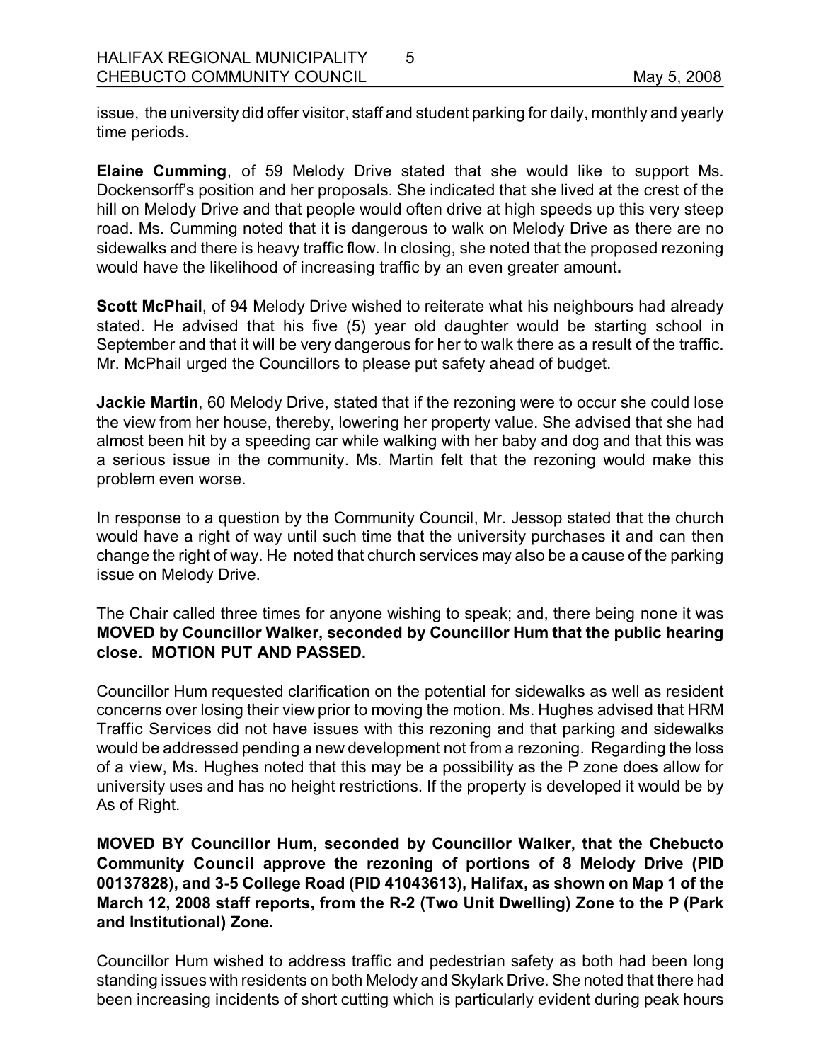issue, the university did offer visitor, staff and student parking for daily, monthly and yearly time periods.

**Elaine Cumming**, of 59 Melody Drive stated that she would like to support Ms. Dockensorff's position and her proposals. She indicated that she lived at the crest of the hill on Melody Drive and that people would often drive at high speeds up this very steep road. Ms. Cumming noted that it is dangerous to walk on Melody Drive as there are no sidewalks and there is heavy traffic flow. In closing, she noted that the proposed rezoning would have the likelihood of increasing traffic by an even greater amount**.**

**Scott McPhail**, of 94 Melody Drive wished to reiterate what his neighbours had already stated. He advised that his five (5) year old daughter would be starting school in September and that it will be very dangerous for her to walk there as a result of the traffic. Mr. McPhail urged the Councillors to please put safety ahead of budget.

**Jackie Martin**, 60 Melody Drive, stated that if the rezoning were to occur she could lose the view from her house, thereby, lowering her property value. She advised that she had almost been hit by a speeding car while walking with her baby and dog and that this was a serious issue in the community. Ms. Martin felt that the rezoning would make this problem even worse.

In response to a question by the Community Council, Mr. Jessop stated that the church would have a right of way until such time that the university purchases it and can then change the right of way. He noted that church services may also be a cause of the parking issue on Melody Drive.

The Chair called three times for anyone wishing to speak; and, there being none it was **MOVED by Councillor Walker, seconded by Councillor Hum that the public hearing close. MOTION PUT AND PASSED.**

Councillor Hum requested clarification on the potential for sidewalks as well as resident concerns over losing their view prior to moving the motion. Ms. Hughes advised that HRM Traffic Services did not have issues with this rezoning and that parking and sidewalks would be addressed pending a new development not from a rezoning. Regarding the loss of a view, Ms. Hughes noted that this may be a possibility as the P zone does allow for university uses and has no height restrictions. If the property is developed it would be by As of Right.

**MOVED BY Councillor Hum, seconded by Councillor Walker, that the Chebucto Community Council approve the rezoning of portions of 8 Melody Drive (PID 00137828), and 3-5 College Road (PID 41043613), Halifax, as shown on Map 1 of the March 12, 2008 staff reports, from the R-2 (Two Unit Dwelling) Zone to the P (Park and Institutional) Zone.**

Councillor Hum wished to address traffic and pedestrian safety as both had been long standing issues with residents on both Melody and Skylark Drive. She noted that there had been increasing incidents of short cutting which is particularly evident during peak hours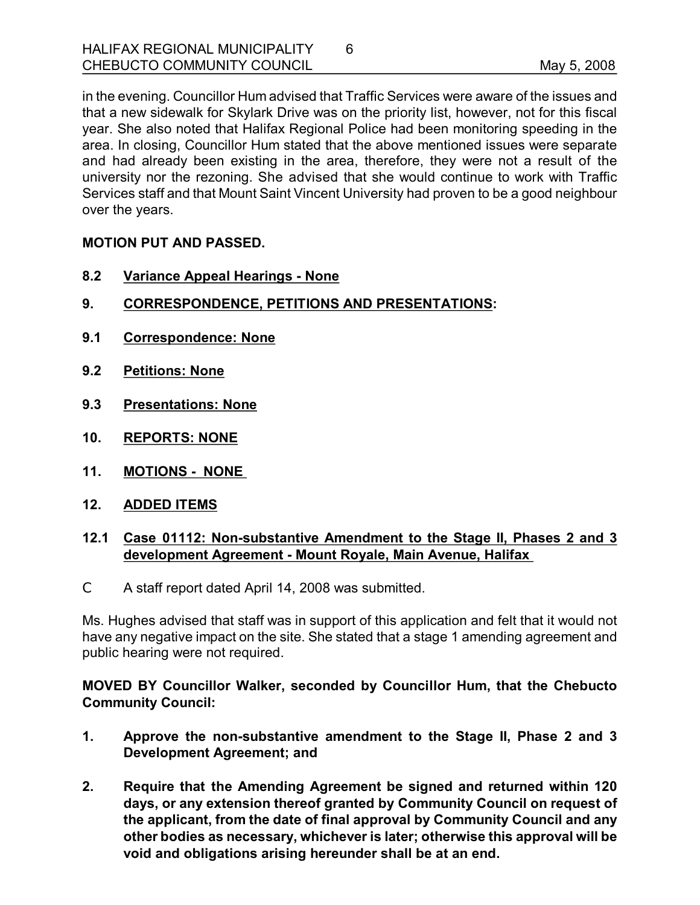in the evening. Councillor Hum advised that Traffic Services were aware of the issues and that a new sidewalk for Skylark Drive was on the priority list, however, not for this fiscal year. She also noted that Halifax Regional Police had been monitoring speeding in the area. In closing, Councillor Hum stated that the above mentioned issues were separate and had already been existing in the area, therefore, they were not a result of the university nor the rezoning. She advised that she would continue to work with Traffic Services staff and that Mount Saint Vincent University had proven to be a good neighbour over the years.

**MOTION PUT AND PASSED.**

**8.2 Variance Appeal Hearings - None**

## 9. CORRESPONDENCE, PETITIONS AND PRESENTATIONS:

**9.1 Correspondence: None**

**9.2 Petitions: None**

**9.3 Presentations: None**

## 10. REPORTS: NONE

## 11. MOTIONS - NONE

## 12. ADDED ITEMS

**12.1 Case 01112: Non-substantive Amendment to the Stage II, Phases 2 and 3 development Agreement - Mount Royale, Main Avenue, Halifax**

- A staff report dated April 14, 2008 was submitted.

Ms. Hughes advised that staff was in support of this application and felt that it would not have any negative impact on the site. She stated that a stage 1 amending agreement and public hearing were not required.

**MOVED BY Councillor Walker, seconded by Councillor Hum, that the Chebucto Community Council:**

1. **Approve the non-substantive amendment to the Stage II, Phase 2 and 3 Development Agreement; and**

2. **Require that the Amending Agreement be signed and returned within 120 days, or any extension thereof granted by Community Council on request of the applicant, from the date of final approval by Community Council and any other bodies as necessary, whichever is later; otherwise this approval will be void and obligations arising hereunder shall be at an end.**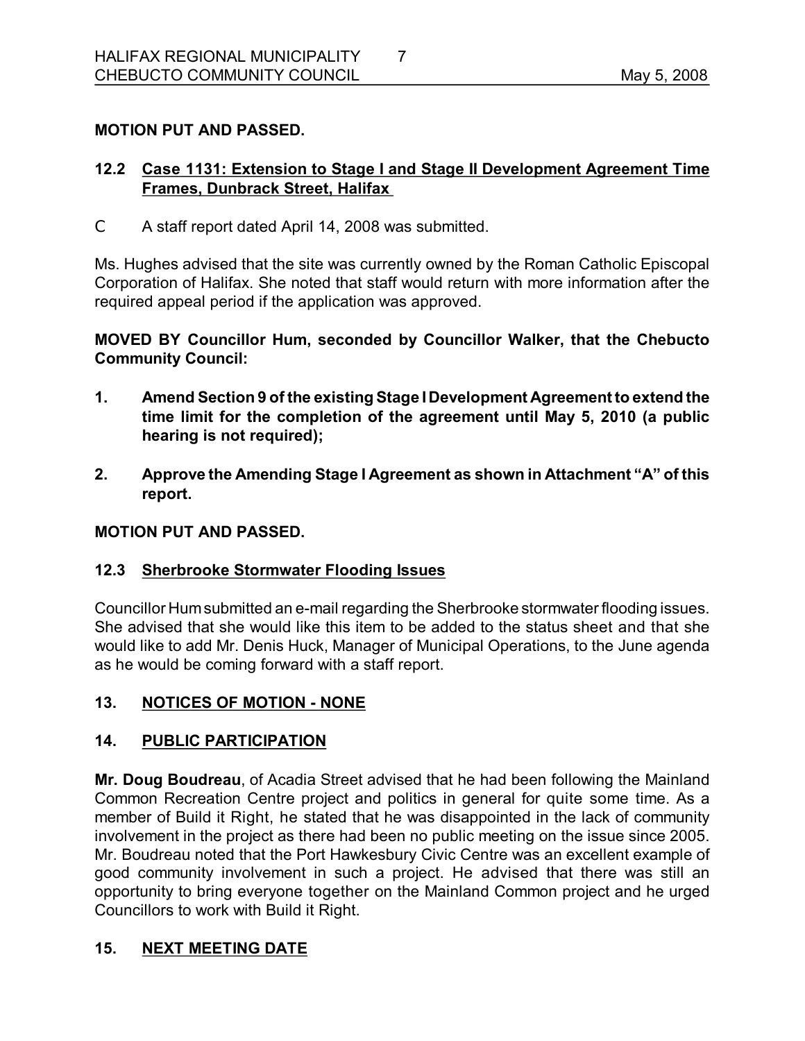**MOTION PUT AND PASSED.**

## 12.2 Case 1131: Extension to Stage I and Stage II Development Agreement Time Frames, Dunbrack Street, Halifax

- A staff report dated April 14, 2008 was submitted.

Ms. Hughes advised that the site was currently owned by the Roman Catholic Episcopal Corporation of Halifax. She noted that staff would return with more information after the required appeal period if the application was approved.

**MOVED BY Councillor Hum, seconded by Councillor Walker, that the Chebucto Community Council:**

1. **Amend Section 9 of the existing Stage I Development Agreement to extend the time limit for the completion of the agreement until May 5, 2010 (a public hearing is not required);**

2. **Approve the Amending Stage I Agreement as shown in Attachment "A" of this report.**

**MOTION PUT AND PASSED.**

## 12.3 Sherbrooke Stormwater Flooding Issues

Councillor Hum submitted an e-mail regarding the Sherbrooke stormwater flooding issues. She advised that she would like this item to be added to the status sheet and that she would like to add Mr. Denis Huck, Manager of Municipal Operations, to the June agenda as he would be coming forward with a staff report.

## 13. NOTICES OF MOTION - NONE

## 14. PUBLIC PARTICIPATION

**Mr. Doug Boudreau**, of Acadia Street advised that he had been following the Mainland Common Recreation Centre project and politics in general for quite some time. As a member of Build it Right, he stated that he was disappointed in the lack of community involvement in the project as there had been no public meeting on the issue since 2005. Mr. Boudreau noted that the Port Hawkesbury Civic Centre was an excellent example of good community involvement in such a project. He advised that there was still an opportunity to bring everyone together on the Mainland Common project and he urged Councillors to work with Build it Right.

## 15. NEXT MEETING DATE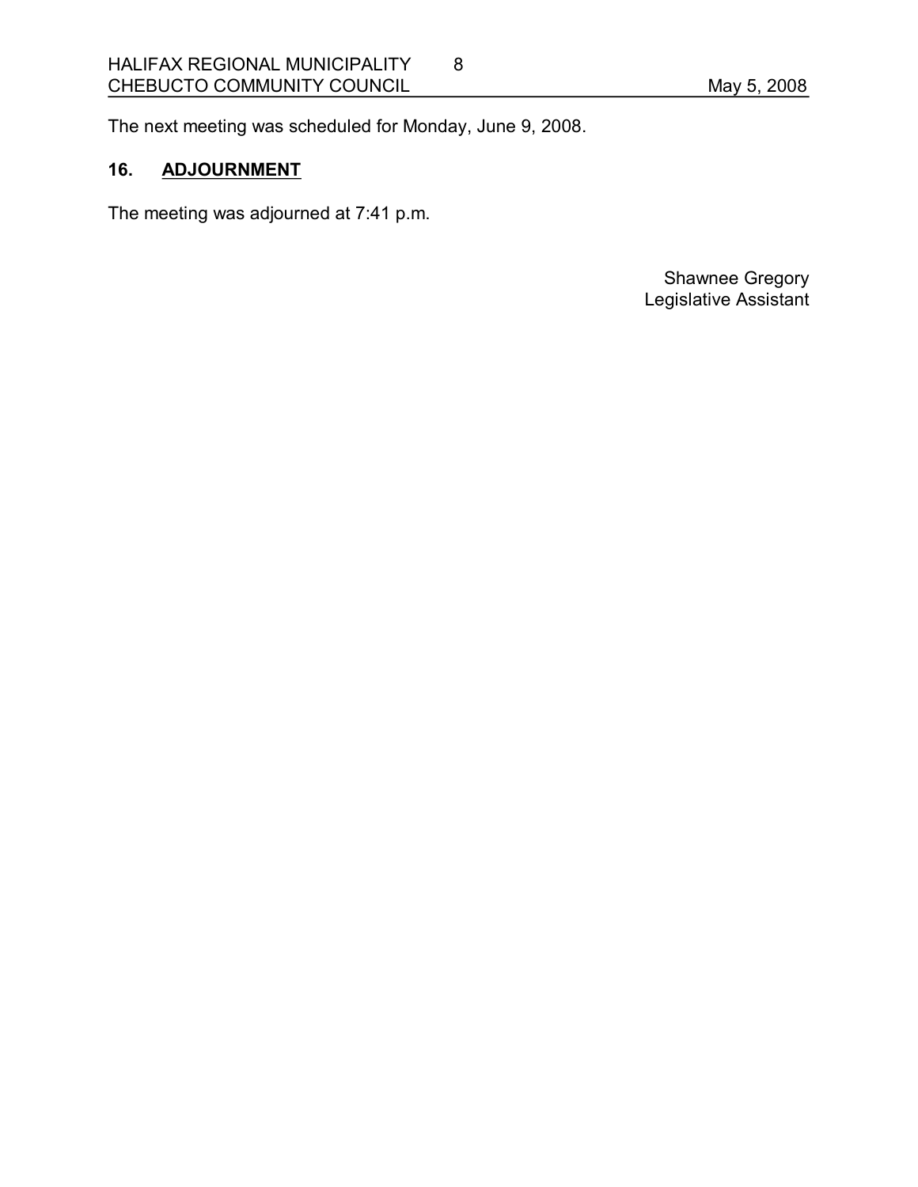The next meeting was scheduled for Monday, June 9, 2008.

## 16. ADJOURNMENT

The meeting was adjourned at 7:41 p.m.

Shawnee Gregory
Legislative Assistant